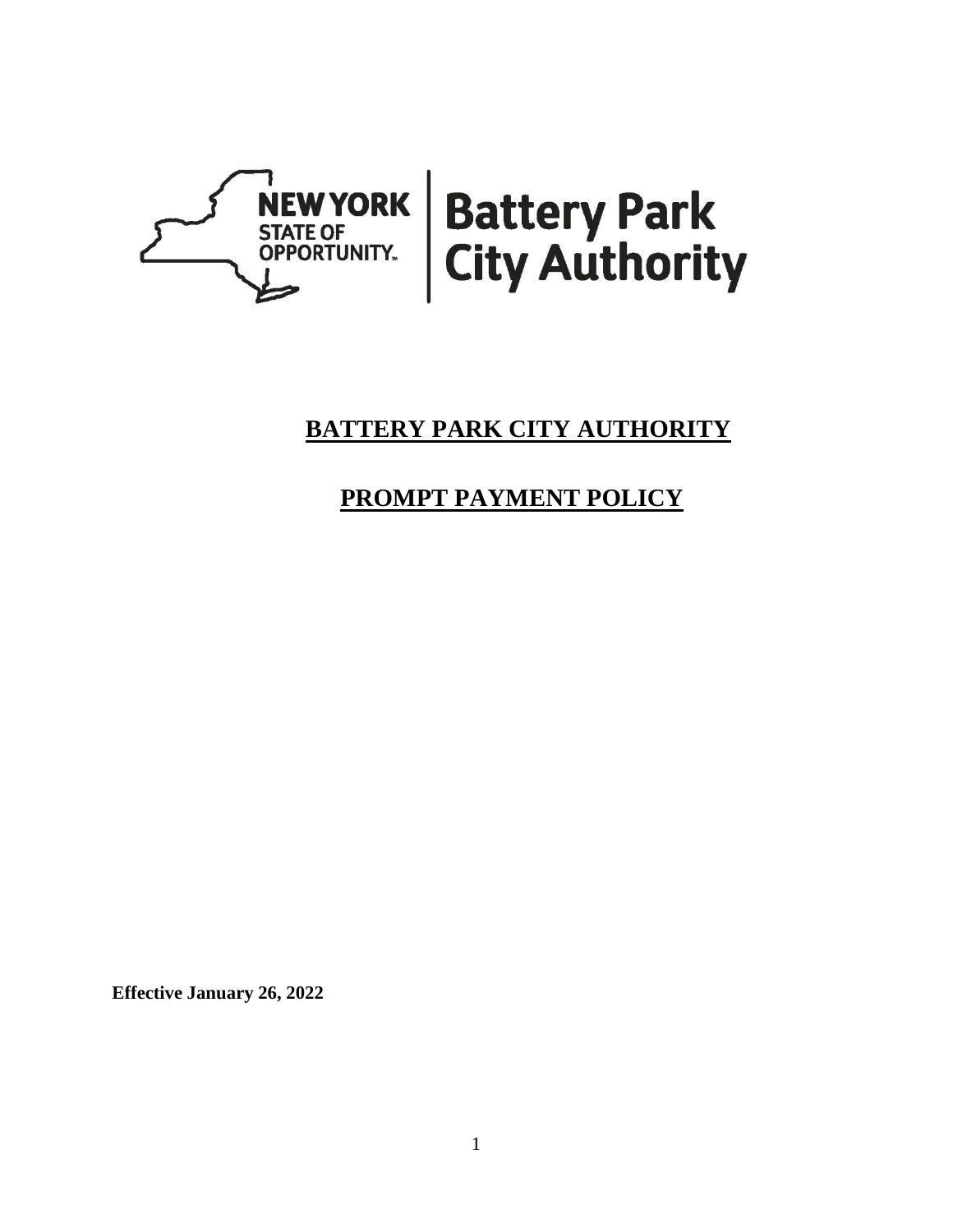# BATTERY PARK CITY AUTHORITY

# PROMPT PAYMENT POLICY

**Effective January 26, 2022**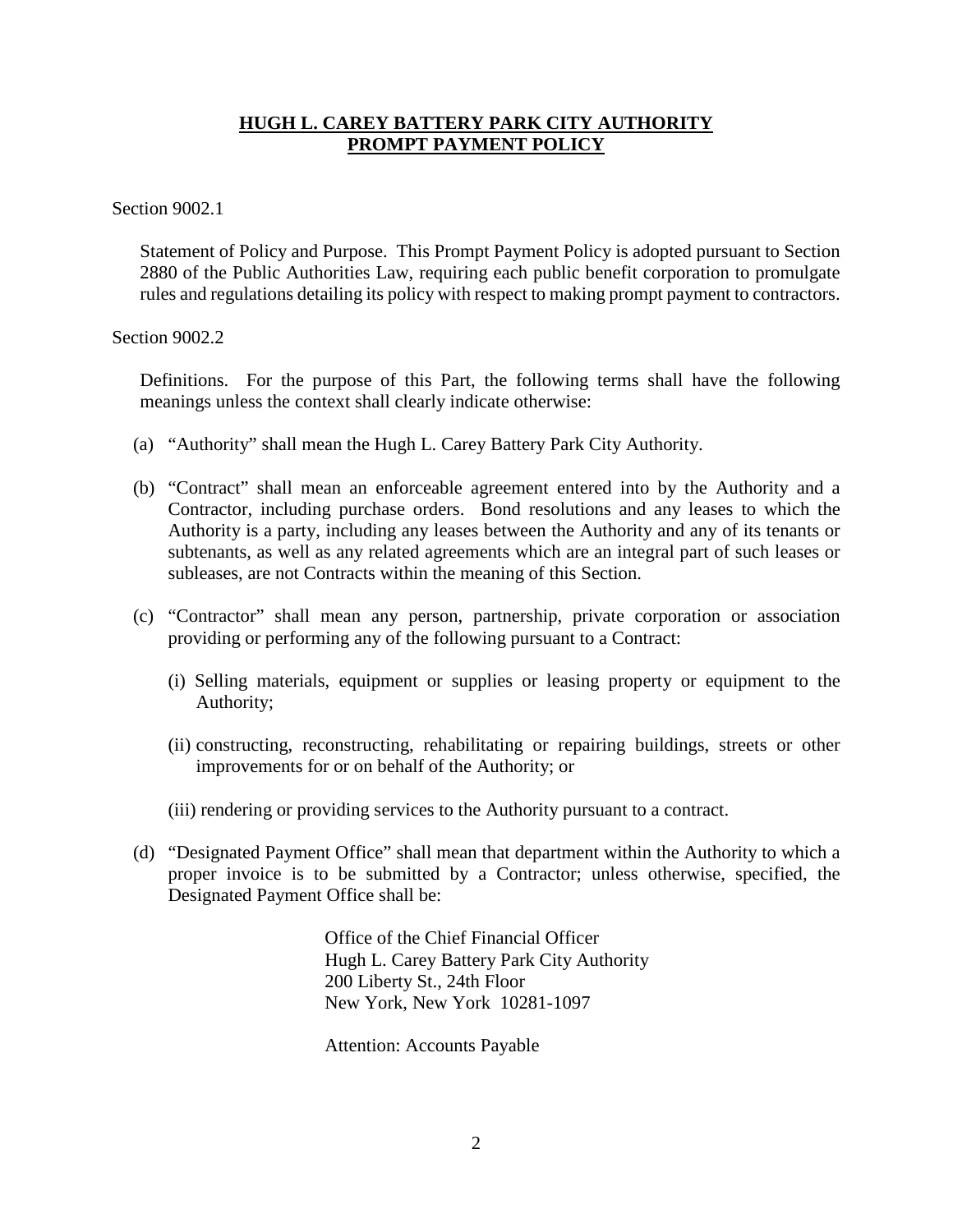**HUGH L. CAREY BATTERY PARK CITY AUTHORITY**
**PROMPT PAYMENT POLICY**

Section 9002.1

Statement of Policy and Purpose. This Prompt Payment Policy is adopted pursuant to Section 2880 of the Public Authorities Law, requiring each public benefit corporation to promulgate rules and regulations detailing its policy with respect to making prompt payment to contractors.

Section 9002.2

Definitions. For the purpose of this Part, the following terms shall have the following meanings unless the context shall clearly indicate otherwise:

(a) "Authority" shall mean the Hugh L. Carey Battery Park City Authority.

(b) "Contract" shall mean an enforceable agreement entered into by the Authority and a Contractor, including purchase orders. Bond resolutions and any leases to which the Authority is a party, including any leases between the Authority and any of its tenants or subtenants, as well as any related agreements which are an integral part of such leases or subleases, are not Contracts within the meaning of this Section.

(c) "Contractor" shall mean any person, partnership, private corporation or association providing or performing any of the following pursuant to a Contract:

   (i) Selling materials, equipment or supplies or leasing property or equipment to the Authority;

   (ii) constructing, reconstructing, rehabilitating or repairing buildings, streets or other improvements for or on behalf of the Authority; or

   (iii) rendering or providing services to the Authority pursuant to a contract.

(d) "Designated Payment Office" shall mean that department within the Authority to which a proper invoice is to be submitted by a Contractor; unless otherwise, specified, the Designated Payment Office shall be:

Office of the Chief Financial Officer
Hugh L. Carey Battery Park City Authority
200 Liberty St., 24th Floor
New York, New York 10281-1097

Attention: Accounts Payable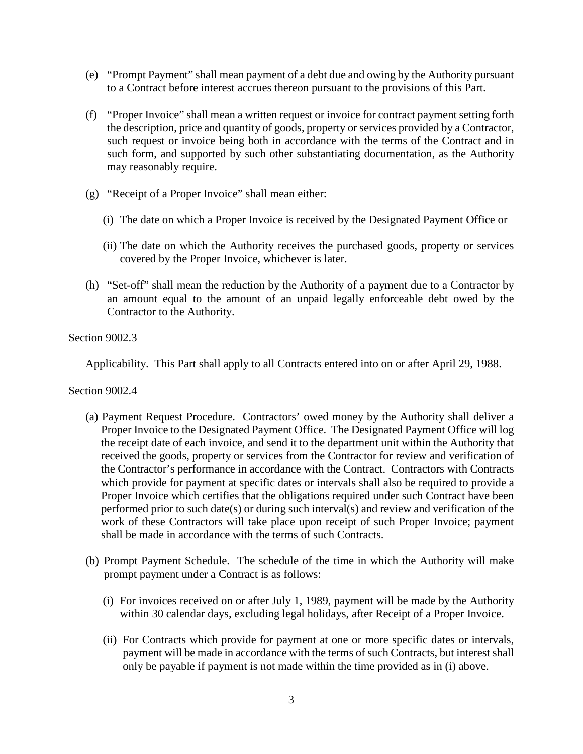(e) "Prompt Payment" shall mean payment of a debt due and owing by the Authority pursuant to a Contract before interest accrues thereon pursuant to the provisions of this Part.

(f) "Proper Invoice" shall mean a written request or invoice for contract payment setting forth the description, price and quantity of goods, property or services provided by a Contractor, such request or invoice being both in accordance with the terms of the Contract and in such form, and supported by such other substantiating documentation, as the Authority may reasonably require.

(g) "Receipt of a Proper Invoice" shall mean either:

(i) The date on which a Proper Invoice is received by the Designated Payment Office or

(ii) The date on which the Authority receives the purchased goods, property or services covered by the Proper Invoice, whichever is later.

(h) "Set-off" shall mean the reduction by the Authority of a payment due to a Contractor by an amount equal to the amount of an unpaid legally enforceable debt owed by the Contractor to the Authority.

Section 9002.3

Applicability. This Part shall apply to all Contracts entered into on or after April 29, 1988.

Section 9002.4

(a) Payment Request Procedure. Contractors' owed money by the Authority shall deliver a Proper Invoice to the Designated Payment Office. The Designated Payment Office will log the receipt date of each invoice, and send it to the department unit within the Authority that received the goods, property or services from the Contractor for review and verification of the Contractor's performance in accordance with the Contract. Contractors with Contracts which provide for payment at specific dates or intervals shall also be required to provide a Proper Invoice which certifies that the obligations required under such Contract have been performed prior to such date(s) or during such interval(s) and review and verification of the work of these Contractors will take place upon receipt of such Proper Invoice; payment shall be made in accordance with the terms of such Contracts.

(b) Prompt Payment Schedule. The schedule of the time in which the Authority will make prompt payment under a Contract is as follows:

(i) For invoices received on or after July 1, 1989, payment will be made by the Authority within 30 calendar days, excluding legal holidays, after Receipt of a Proper Invoice.

(ii) For Contracts which provide for payment at one or more specific dates or intervals, payment will be made in accordance with the terms of such Contracts, but interest shall only be payable if payment is not made within the time provided as in (i) above.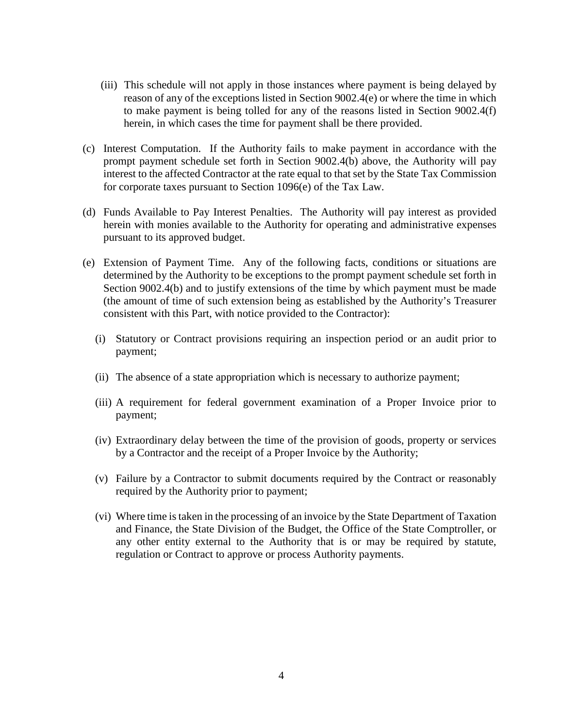(iii) This schedule will not apply in those instances where payment is being delayed by reason of any of the exceptions listed in Section 9002.4(e) or where the time in which to make payment is being tolled for any of the reasons listed in Section 9002.4(f) herein, in which cases the time for payment shall be there provided.

(c) Interest Computation. If the Authority fails to make payment in accordance with the prompt payment schedule set forth in Section 9002.4(b) above, the Authority will pay interest to the affected Contractor at the rate equal to that set by the State Tax Commission for corporate taxes pursuant to Section 1096(e) of the Tax Law.

(d) Funds Available to Pay Interest Penalties. The Authority will pay interest as provided herein with monies available to the Authority for operating and administrative expenses pursuant to its approved budget.

(e) Extension of Payment Time. Any of the following facts, conditions or situations are determined by the Authority to be exceptions to the prompt payment schedule set forth in Section 9002.4(b) and to justify extensions of the time by which payment must be made (the amount of time of such extension being as established by the Authority's Treasurer consistent with this Part, with notice provided to the Contractor):

(i) Statutory or Contract provisions requiring an inspection period or an audit prior to payment;

(ii) The absence of a state appropriation which is necessary to authorize payment;

(iii) A requirement for federal government examination of a Proper Invoice prior to payment;

(iv) Extraordinary delay between the time of the provision of goods, property or services by a Contractor and the receipt of a Proper Invoice by the Authority;

(v) Failure by a Contractor to submit documents required by the Contract or reasonably required by the Authority prior to payment;

(vi) Where time is taken in the processing of an invoice by the State Department of Taxation and Finance, the State Division of the Budget, the Office of the State Comptroller, or any other entity external to the Authority that is or may be required by statute, regulation or Contract to approve or process Authority payments.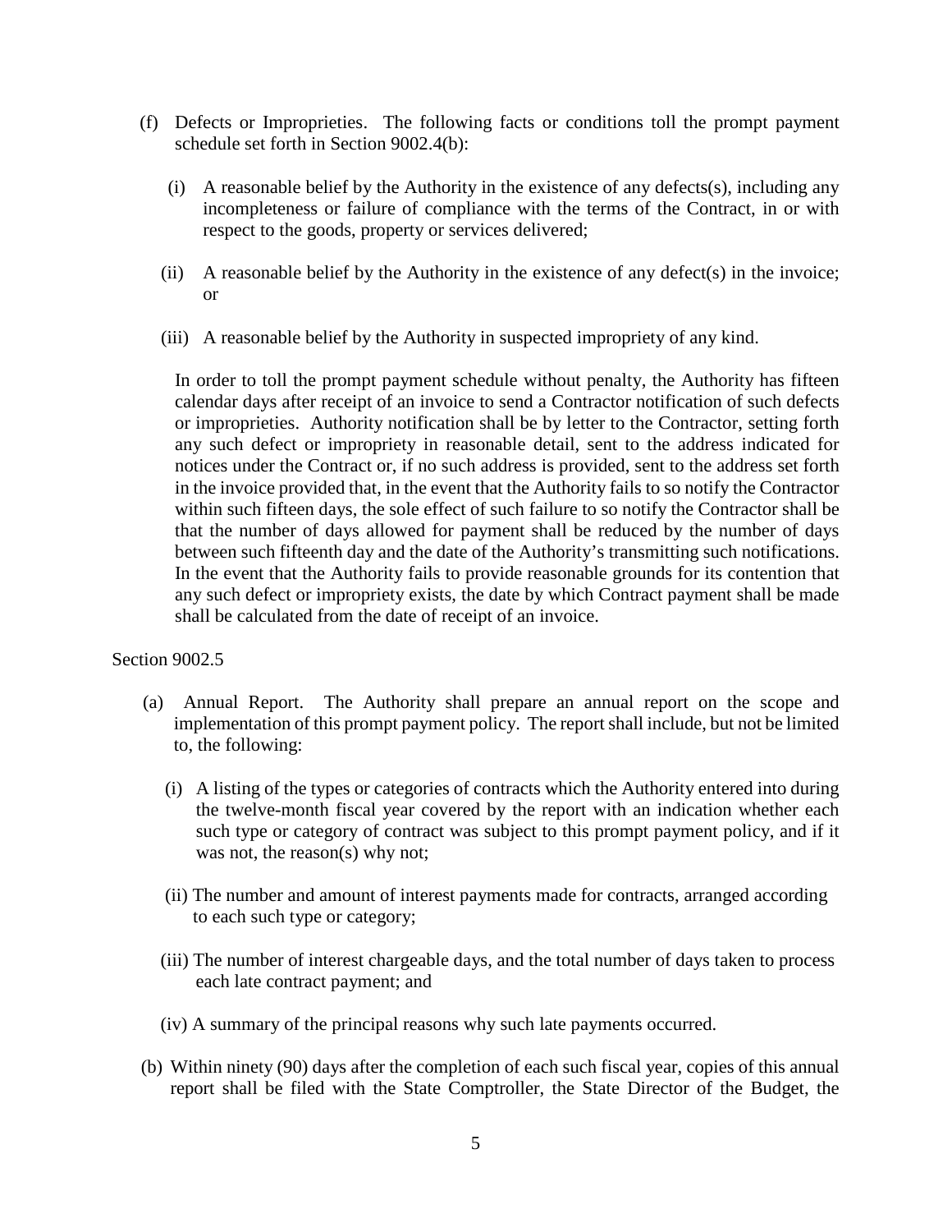(f) Defects or Improprieties. The following facts or conditions toll the prompt payment schedule set forth in Section 9002.4(b):

(i) A reasonable belief by the Authority in the existence of any defects(s), including any incompleteness or failure of compliance with the terms of the Contract, in or with respect to the goods, property or services delivered;

(ii) A reasonable belief by the Authority in the existence of any defect(s) in the invoice; or

(iii) A reasonable belief by the Authority in suspected impropriety of any kind.

In order to toll the prompt payment schedule without penalty, the Authority has fifteen calendar days after receipt of an invoice to send a Contractor notification of such defects or improprieties. Authority notification shall be by letter to the Contractor, setting forth any such defect or impropriety in reasonable detail, sent to the address indicated for notices under the Contract or, if no such address is provided, sent to the address set forth in the invoice provided that, in the event that the Authority fails to so notify the Contractor within such fifteen days, the sole effect of such failure to so notify the Contractor shall be that the number of days allowed for payment shall be reduced by the number of days between such fifteenth day and the date of the Authority's transmitting such notifications. In the event that the Authority fails to provide reasonable grounds for its contention that any such defect or impropriety exists, the date by which Contract payment shall be made shall be calculated from the date of receipt of an invoice.

Section 9002.5

(a) Annual Report. The Authority shall prepare an annual report on the scope and implementation of this prompt payment policy. The report shall include, but not be limited to, the following:

(i) A listing of the types or categories of contracts which the Authority entered into during the twelve-month fiscal year covered by the report with an indication whether each such type or category of contract was subject to this prompt payment policy, and if it was not, the reason(s) why not;

(ii) The number and amount of interest payments made for contracts, arranged according to each such type or category;

(iii) The number of interest chargeable days, and the total number of days taken to process each late contract payment; and

(iv) A summary of the principal reasons why such late payments occurred.

(b) Within ninety (90) days after the completion of each such fiscal year, copies of this annual report shall be filed with the State Comptroller, the State Director of the Budget, the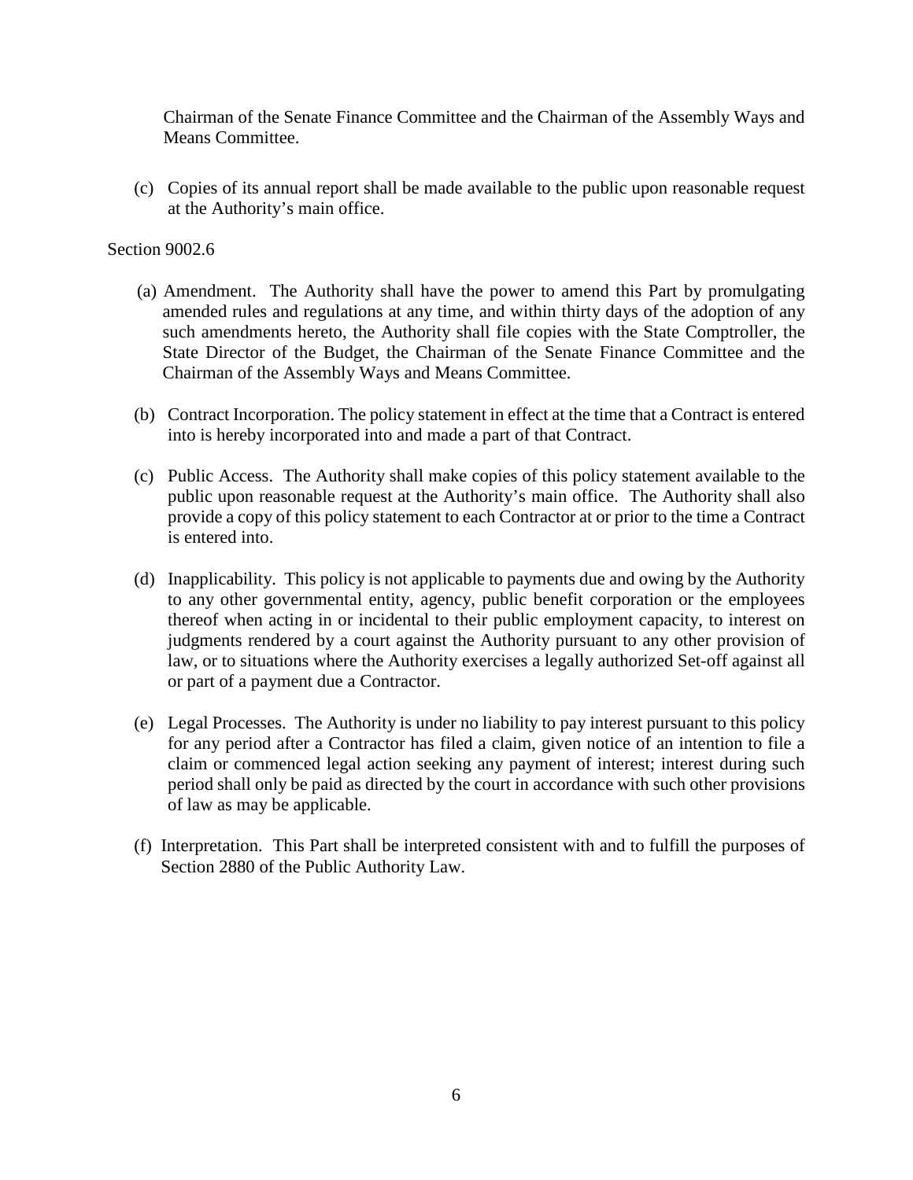Chairman of the Senate Finance Committee and the Chairman of the Assembly Ways and Means Committee.

(c) Copies of its annual report shall be made available to the public upon reasonable request at the Authority's main office.

Section 9002.6

(a) Amendment. The Authority shall have the power to amend this Part by promulgating amended rules and regulations at any time, and within thirty days of the adoption of any such amendments hereto, the Authority shall file copies with the State Comptroller, the State Director of the Budget, the Chairman of the Senate Finance Committee and the Chairman of the Assembly Ways and Means Committee.

(b) Contract Incorporation. The policy statement in effect at the time that a Contract is entered into is hereby incorporated into and made a part of that Contract.

(c) Public Access. The Authority shall make copies of this policy statement available to the public upon reasonable request at the Authority's main office. The Authority shall also provide a copy of this policy statement to each Contractor at or prior to the time a Contract is entered into.

(d) Inapplicability. This policy is not applicable to payments due and owing by the Authority to any other governmental entity, agency, public benefit corporation or the employees thereof when acting in or incidental to their public employment capacity, to interest on judgments rendered by a court against the Authority pursuant to any other provision of law, or to situations where the Authority exercises a legally authorized Set-off against all or part of a payment due a Contractor.

(e) Legal Processes. The Authority is under no liability to pay interest pursuant to this policy for any period after a Contractor has filed a claim, given notice of an intention to file a claim or commenced legal action seeking any payment of interest; interest during such period shall only be paid as directed by the court in accordance with such other provisions of law as may be applicable.

(f) Interpretation. This Part shall be interpreted consistent with and to fulfill the purposes of Section 2880 of the Public Authority Law.